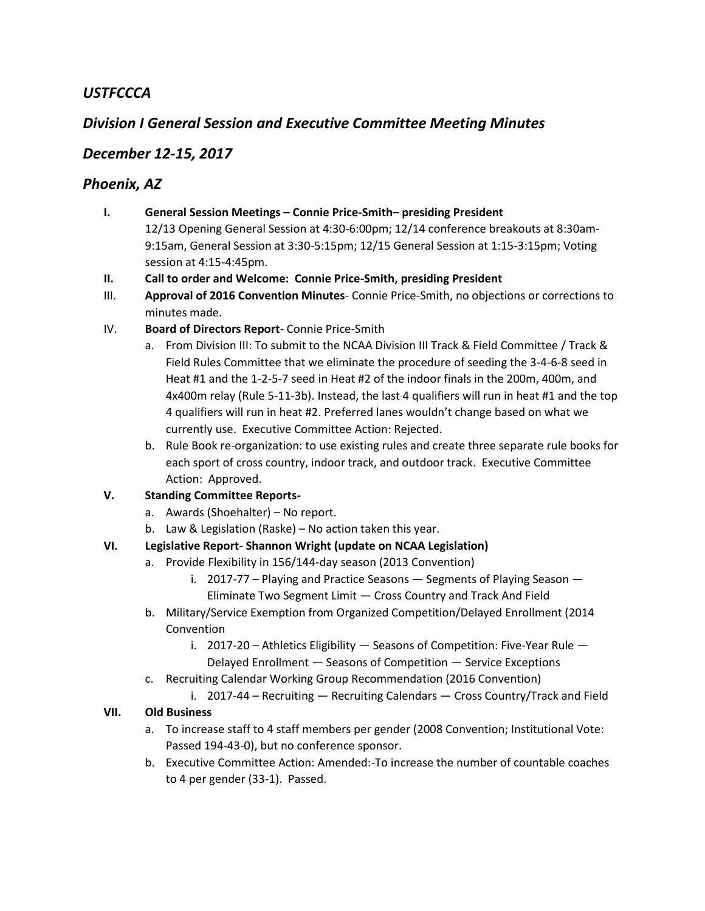## *USTFCCCA*

## *Division I General Session and Executive Committee Meeting Minutes*

## *December 12-15, 2017*

## *Phoenix, AZ*

I. **General Session Meetings – Connie Price-Smith– presiding President**
   12/13 Opening General Session at 4:30-6:00pm; 12/14 conference breakouts at 8:30am-9:15am, General Session at 3:30-5:15pm; 12/15 General Session at 1:15-3:15pm; Voting session at 4:15-4:45pm.

II. **Call to order and Welcome: Connie Price-Smith, presiding President**

III. **Approval of 2016 Convention Minutes**- Connie Price-Smith, no objections or corrections to minutes made.

IV. **Board of Directors Report**- Connie Price-Smith
   a. From Division III: To submit to the NCAA Division III Track & Field Committee / Track & Field Rules Committee that we eliminate the procedure of seeding the 3-4-6-8 seed in Heat #1 and the 1-2-5-7 seed in Heat #2 of the indoor finals in the 200m, 400m, and 4x400m relay (Rule 5-11-3b). Instead, the last 4 qualifiers will run in heat #1 and the top 4 qualifiers will run in heat #2. Preferred lanes wouldn't change based on what we currently use. Executive Committee Action: Rejected.
   b. Rule Book re-organization: to use existing rules and create three separate rule books for each sport of cross country, indoor track, and outdoor track. Executive Committee Action: Approved.

V. **Standing Committee Reports-**
   a. Awards (Shoehalter) – No report.
   b. Law & Legislation (Raske) – No action taken this year.

VI. **Legislative Report- Shannon Wright (update on NCAA Legislation)**
   a. Provide Flexibility in 156/144-day season (2013 Convention)
      i. 2017-77 – Playing and Practice Seasons — Segments of Playing Season — Eliminate Two Segment Limit — Cross Country and Track And Field
   b. Military/Service Exemption from Organized Competition/Delayed Enrollment (2014 Convention
      i. 2017-20 – Athletics Eligibility — Seasons of Competition: Five-Year Rule — Delayed Enrollment — Seasons of Competition — Service Exceptions
   c. Recruiting Calendar Working Group Recommendation (2016 Convention)
      i. 2017-44 – Recruiting — Recruiting Calendars — Cross Country/Track and Field

VII. **Old Business**
   a. To increase staff to 4 staff members per gender (2008 Convention; Institutional Vote: Passed 194-43-0), but no conference sponsor.
   b. Executive Committee Action: Amended:-To increase the number of countable coaches to 4 per gender (33-1). Passed.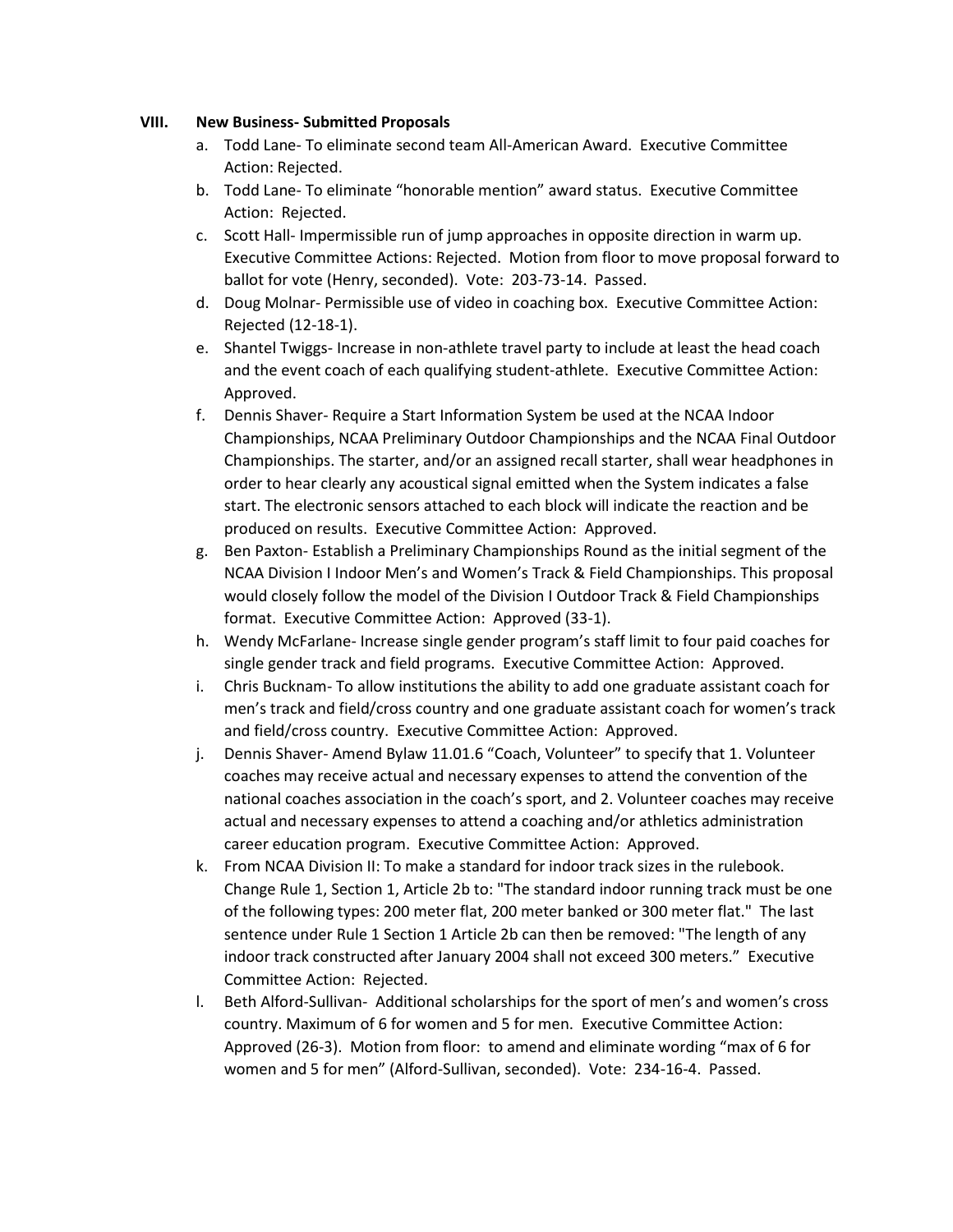**VIII. New Business- Submitted Proposals**

a. Todd Lane- To eliminate second team All-American Award. Executive Committee Action: Rejected.

b. Todd Lane- To eliminate "honorable mention" award status. Executive Committee Action: Rejected.

c. Scott Hall- Impermissible run of jump approaches in opposite direction in warm up. Executive Committee Actions: Rejected. Motion from floor to move proposal forward to ballot for vote (Henry, seconded). Vote: 203-73-14. Passed.

d. Doug Molnar- Permissible use of video in coaching box. Executive Committee Action: Rejected (12-18-1).

e. Shantel Twiggs- Increase in non-athlete travel party to include at least the head coach and the event coach of each qualifying student-athlete. Executive Committee Action: Approved.

f. Dennis Shaver- Require a Start Information System be used at the NCAA Indoor Championships, NCAA Preliminary Outdoor Championships and the NCAA Final Outdoor Championships. The starter, and/or an assigned recall starter, shall wear headphones in order to hear clearly any acoustical signal emitted when the System indicates a false start. The electronic sensors attached to each block will indicate the reaction and be produced on results. Executive Committee Action: Approved.

g. Ben Paxton- Establish a Preliminary Championships Round as the initial segment of the NCAA Division I Indoor Men's and Women's Track & Field Championships. This proposal would closely follow the model of the Division I Outdoor Track & Field Championships format. Executive Committee Action: Approved (33-1).

h. Wendy McFarlane- Increase single gender program's staff limit to four paid coaches for single gender track and field programs. Executive Committee Action: Approved.

i. Chris Bucknam- To allow institutions the ability to add one graduate assistant coach for men's track and field/cross country and one graduate assistant coach for women's track and field/cross country. Executive Committee Action: Approved.

j. Dennis Shaver- Amend Bylaw 11.01.6 "Coach, Volunteer" to specify that 1. Volunteer coaches may receive actual and necessary expenses to attend the convention of the national coaches association in the coach's sport, and 2. Volunteer coaches may receive actual and necessary expenses to attend a coaching and/or athletics administration career education program. Executive Committee Action: Approved.

k. From NCAA Division II: To make a standard for indoor track sizes in the rulebook. Change Rule 1, Section 1, Article 2b to: "The standard indoor running track must be one of the following types: 200 meter flat, 200 meter banked or 300 meter flat." The last sentence under Rule 1 Section 1 Article 2b can then be removed: "The length of any indoor track constructed after January 2004 shall not exceed 300 meters." Executive Committee Action: Rejected.

l. Beth Alford-Sullivan- Additional scholarships for the sport of men's and women's cross country. Maximum of 6 for women and 5 for men. Executive Committee Action: Approved (26-3). Motion from floor: to amend and eliminate wording "max of 6 for women and 5 for men" (Alford-Sullivan, seconded). Vote: 234-16-4. Passed.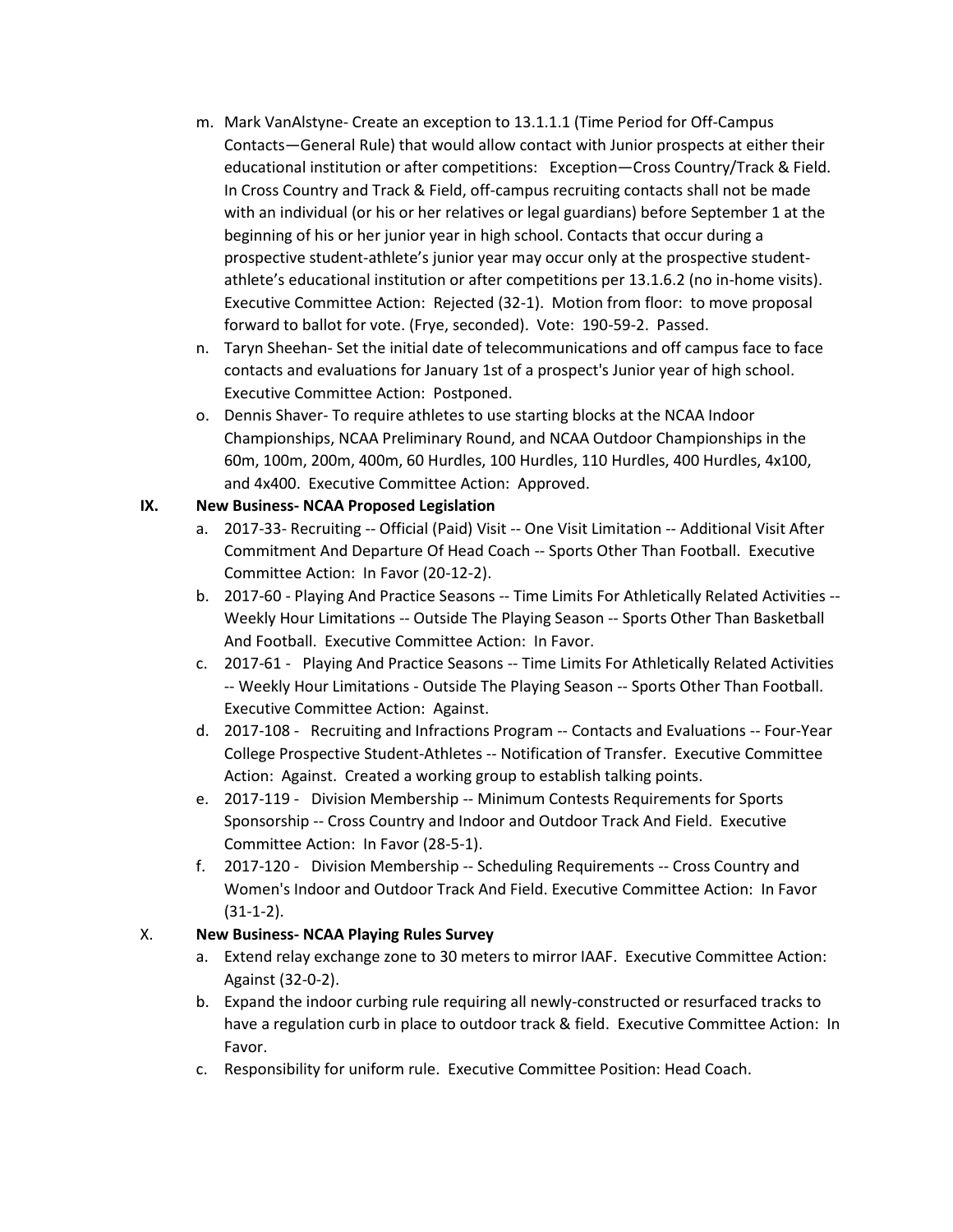m. Mark VanAlstyne- Create an exception to 13.1.1.1 (Time Period for Off-Campus Contacts—General Rule) that would allow contact with Junior prospects at either their educational institution or after competitions: Exception—Cross Country/Track & Field. In Cross Country and Track & Field, off-campus recruiting contacts shall not be made with an individual (or his or her relatives or legal guardians) before September 1 at the beginning of his or her junior year in high school. Contacts that occur during a prospective student-athlete's junior year may occur only at the prospective student-athlete's educational institution or after competitions per 13.1.6.2 (no in-home visits). Executive Committee Action: Rejected (32-1). Motion from floor: to move proposal forward to ballot for vote. (Frye, seconded). Vote: 190-59-2. Passed.

n. Taryn Sheehan- Set the initial date of telecommunications and off campus face to face contacts and evaluations for January 1st of a prospect's Junior year of high school. Executive Committee Action: Postponed.

o. Dennis Shaver- To require athletes to use starting blocks at the NCAA Indoor Championships, NCAA Preliminary Round, and NCAA Outdoor Championships in the 60m, 100m, 200m, 400m, 60 Hurdles, 100 Hurdles, 110 Hurdles, 400 Hurdles, 4x100, and 4x400. Executive Committee Action: Approved.

## IX. New Business- NCAA Proposed Legislation

a. 2017-33- Recruiting -- Official (Paid) Visit -- One Visit Limitation -- Additional Visit After Commitment And Departure Of Head Coach -- Sports Other Than Football. Executive Committee Action: In Favor (20-12-2).

b. 2017-60 - Playing And Practice Seasons -- Time Limits For Athletically Related Activities -- Weekly Hour Limitations -- Outside The Playing Season -- Sports Other Than Basketball And Football. Executive Committee Action: In Favor.

c. 2017-61 - Playing And Practice Seasons -- Time Limits For Athletically Related Activities -- Weekly Hour Limitations - Outside The Playing Season -- Sports Other Than Football. Executive Committee Action: Against.

d. 2017-108 - Recruiting and Infractions Program -- Contacts and Evaluations -- Four-Year College Prospective Student-Athletes -- Notification of Transfer. Executive Committee Action: Against. Created a working group to establish talking points.

e. 2017-119 - Division Membership -- Minimum Contests Requirements for Sports Sponsorship -- Cross Country and Indoor and Outdoor Track And Field. Executive Committee Action: In Favor (28-5-1).

f. 2017-120 - Division Membership -- Scheduling Requirements -- Cross Country and Women's Indoor and Outdoor Track And Field. Executive Committee Action: In Favor (31-1-2).

## X. New Business- NCAA Playing Rules Survey

a. Extend relay exchange zone to 30 meters to mirror IAAF. Executive Committee Action: Against (32-0-2).

b. Expand the indoor curbing rule requiring all newly-constructed or resurfaced tracks to have a regulation curb in place to outdoor track & field. Executive Committee Action: In Favor.

c. Responsibility for uniform rule. Executive Committee Position: Head Coach.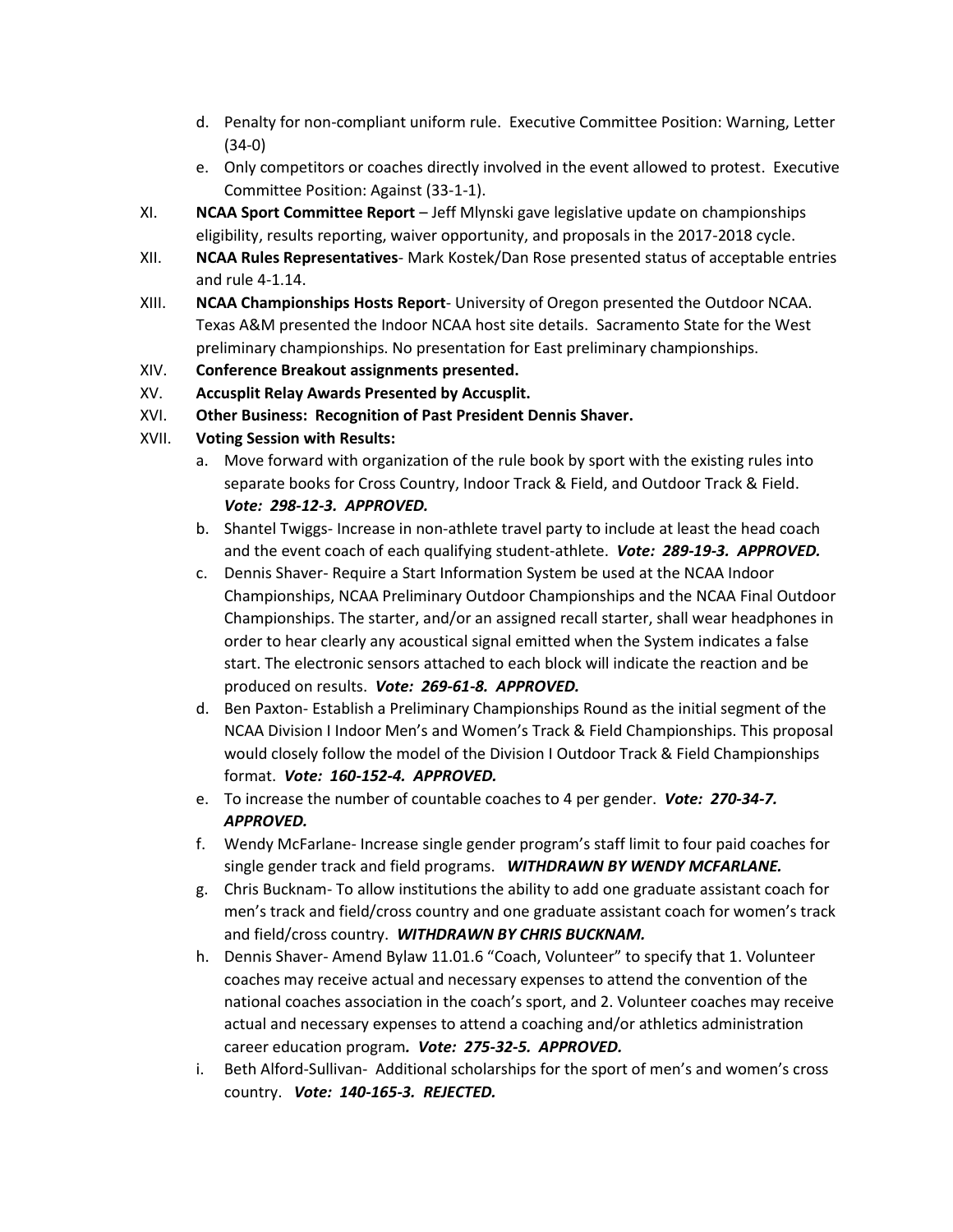d. Penalty for non-compliant uniform rule. Executive Committee Position: Warning, Letter (34-0)
e. Only competitors or coaches directly involved in the event allowed to protest. Executive Committee Position: Against (33-1-1).

XI. **NCAA Sport Committee Report** – Jeff Mlynski gave legislative update on championships eligibility, results reporting, waiver opportunity, and proposals in the 2017-2018 cycle.

XII. **NCAA Rules Representatives**- Mark Kostek/Dan Rose presented status of acceptable entries and rule 4-1.14.

XIII. **NCAA Championships Hosts Report**- University of Oregon presented the Outdoor NCAA. Texas A&M presented the Indoor NCAA host site details. Sacramento State for the West preliminary championships. No presentation for East preliminary championships.

XIV. **Conference Breakout assignments presented.**

XV. **Accusplit Relay Awards Presented by Accusplit.**

XVI. **Other Business: Recognition of Past President Dennis Shaver.**

XVII. **Voting Session with Results:**

a. Move forward with organization of the rule book by sport with the existing rules into separate books for Cross Country, Indoor Track & Field, and Outdoor Track & Field. ***Vote: 298-12-3. APPROVED.***
b. Shantel Twiggs- Increase in non-athlete travel party to include at least the head coach and the event coach of each qualifying student-athlete. ***Vote: 289-19-3. APPROVED.***
c. Dennis Shaver- Require a Start Information System be used at the NCAA Indoor Championships, NCAA Preliminary Outdoor Championships and the NCAA Final Outdoor Championships. The starter, and/or an assigned recall starter, shall wear headphones in order to hear clearly any acoustical signal emitted when the System indicates a false start. The electronic sensors attached to each block will indicate the reaction and be produced on results. ***Vote: 269-61-8. APPROVED.***
d. Ben Paxton- Establish a Preliminary Championships Round as the initial segment of the NCAA Division I Indoor Men's and Women's Track & Field Championships. This proposal would closely follow the model of the Division I Outdoor Track & Field Championships format. ***Vote: 160-152-4. APPROVED.***
e. To increase the number of countable coaches to 4 per gender. ***Vote: 270-34-7. APPROVED.***
f. Wendy McFarlane- Increase single gender program's staff limit to four paid coaches for single gender track and field programs. ***WITHDRAWN BY WENDY MCFARLANE.***
g. Chris Bucknam- To allow institutions the ability to add one graduate assistant coach for men's track and field/cross country and one graduate assistant coach for women's track and field/cross country. ***WITHDRAWN BY CHRIS BUCKNAM.***
h. Dennis Shaver- Amend Bylaw 11.01.6 "Coach, Volunteer" to specify that 1. Volunteer coaches may receive actual and necessary expenses to attend the convention of the national coaches association in the coach's sport, and 2. Volunteer coaches may receive actual and necessary expenses to attend a coaching and/or athletics administration career education program***. Vote: 275-32-5. APPROVED.***
i. Beth Alford-Sullivan- Additional scholarships for the sport of men's and women's cross country. ***Vote: 140-165-3. REJECTED.***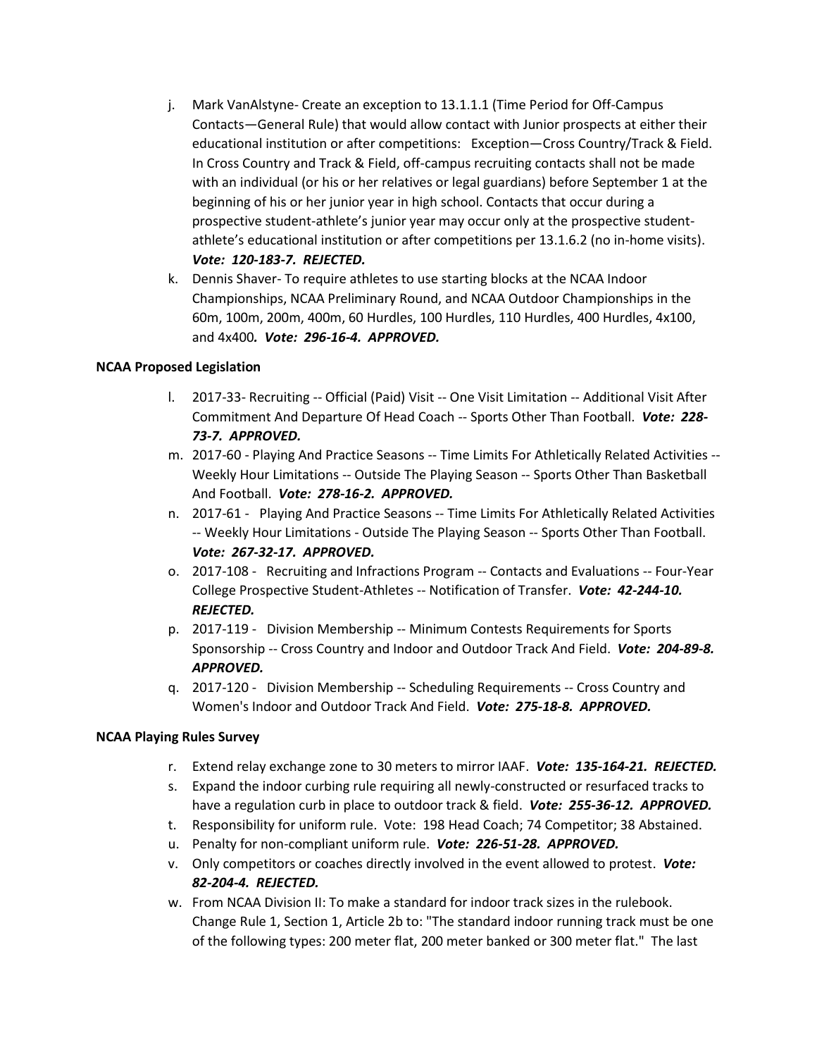j. Mark VanAlstyne- Create an exception to 13.1.1.1 (Time Period for Off-Campus Contacts—General Rule) that would allow contact with Junior prospects at either their educational institution or after competitions: Exception—Cross Country/Track & Field. In Cross Country and Track & Field, off-campus recruiting contacts shall not be made with an individual (or his or her relatives or legal guardians) before September 1 at the beginning of his or her junior year in high school. Contacts that occur during a prospective student-athlete's junior year may occur only at the prospective student-athlete's educational institution or after competitions per 13.1.6.2 (no in-home visits). ***Vote: 120-183-7. REJECTED.***

k. Dennis Shaver- To require athletes to use starting blocks at the NCAA Indoor Championships, NCAA Preliminary Round, and NCAA Outdoor Championships in the 60m, 100m, 200m, 400m, 60 Hurdles, 100 Hurdles, 110 Hurdles, 400 Hurdles, 4x100, and 4x400***. Vote: 296-16-4. APPROVED.***

**NCAA Proposed Legislation**

l. 2017-33- Recruiting -- Official (Paid) Visit -- One Visit Limitation -- Additional Visit After Commitment And Departure Of Head Coach -- Sports Other Than Football. ***Vote: 228-73-7. APPROVED.***

m. 2017-60 - Playing And Practice Seasons -- Time Limits For Athletically Related Activities -- Weekly Hour Limitations -- Outside The Playing Season -- Sports Other Than Basketball And Football. ***Vote: 278-16-2. APPROVED.***

n. 2017-61 - Playing And Practice Seasons -- Time Limits For Athletically Related Activities -- Weekly Hour Limitations - Outside The Playing Season -- Sports Other Than Football. ***Vote: 267-32-17. APPROVED.***

o. 2017-108 - Recruiting and Infractions Program -- Contacts and Evaluations -- Four-Year College Prospective Student-Athletes -- Notification of Transfer. ***Vote: 42-244-10. REJECTED.***

p. 2017-119 - Division Membership -- Minimum Contests Requirements for Sports Sponsorship -- Cross Country and Indoor and Outdoor Track And Field. ***Vote: 204-89-8. APPROVED.***

q. 2017-120 - Division Membership -- Scheduling Requirements -- Cross Country and Women's Indoor and Outdoor Track And Field. ***Vote: 275-18-8. APPROVED.***

**NCAA Playing Rules Survey**

r. Extend relay exchange zone to 30 meters to mirror IAAF. ***Vote: 135-164-21. REJECTED.***

s. Expand the indoor curbing rule requiring all newly-constructed or resurfaced tracks to have a regulation curb in place to outdoor track & field. ***Vote: 255-36-12. APPROVED.***

t. Responsibility for uniform rule. Vote: 198 Head Coach; 74 Competitor; 38 Abstained.

u. Penalty for non-compliant uniform rule. ***Vote: 226-51-28. APPROVED.***

v. Only competitors or coaches directly involved in the event allowed to protest. ***Vote: 82-204-4. REJECTED.***

w. From NCAA Division II: To make a standard for indoor track sizes in the rulebook. Change Rule 1, Section 1, Article 2b to: "The standard indoor running track must be one of the following types: 200 meter flat, 200 meter banked or 300 meter flat." The last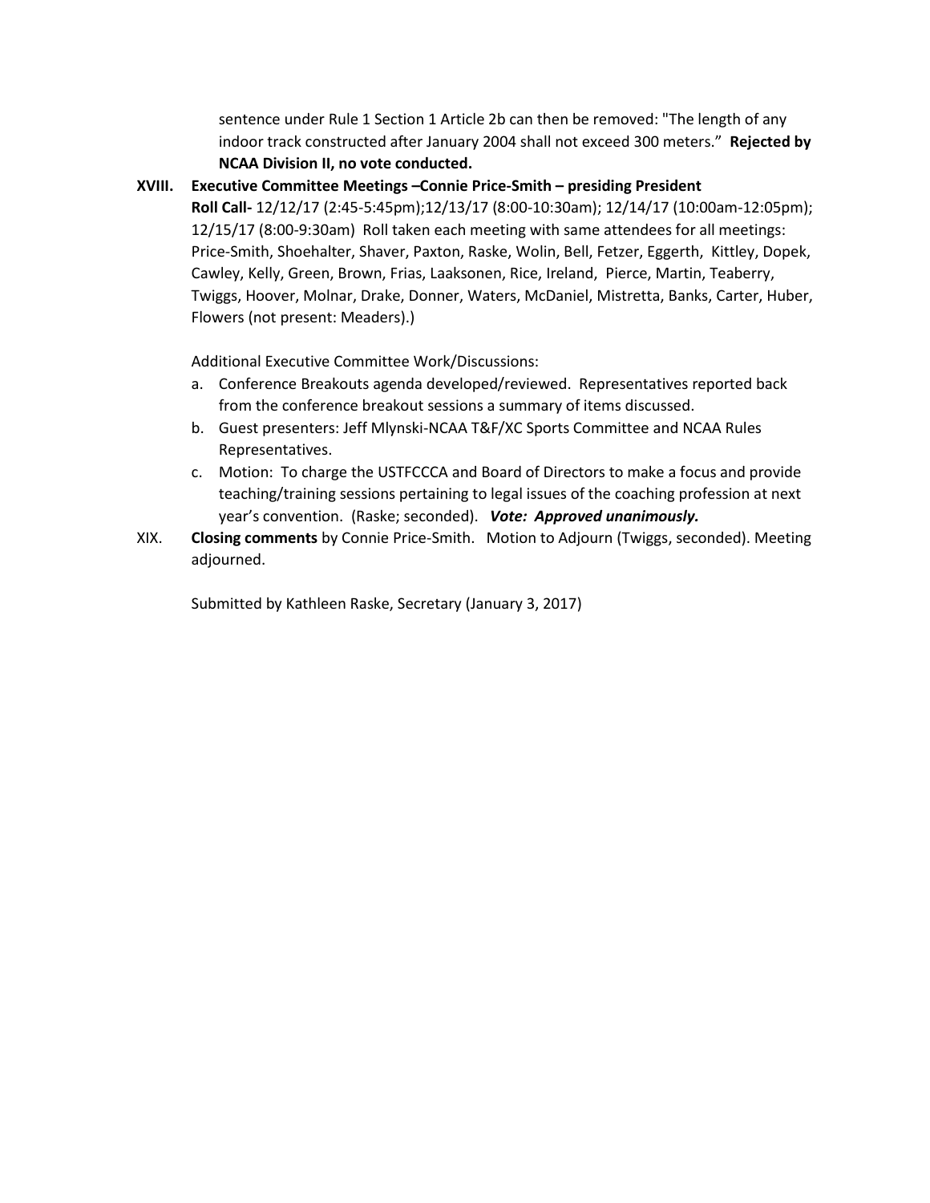sentence under Rule 1 Section 1 Article 2b can then be removed: "The length of any indoor track constructed after January 2004 shall not exceed 300 meters." **Rejected by NCAA Division II, no vote conducted.**

**XVIII. Executive Committee Meetings –Connie Price-Smith – presiding President**

**Roll Call-** 12/12/17 (2:45-5:45pm);12/13/17 (8:00-10:30am); 12/14/17 (10:00am-12:05pm); 12/15/17 (8:00-9:30am) Roll taken each meeting with same attendees for all meetings: Price-Smith, Shoehalter, Shaver, Paxton, Raske, Wolin, Bell, Fetzer, Eggerth, Kittley, Dopek, Cawley, Kelly, Green, Brown, Frias, Laaksonen, Rice, Ireland, Pierce, Martin, Teaberry, Twiggs, Hoover, Molnar, Drake, Donner, Waters, McDaniel, Mistretta, Banks, Carter, Huber, Flowers (not present: Meaders).)

Additional Executive Committee Work/Discussions:

a. Conference Breakouts agenda developed/reviewed. Representatives reported back from the conference breakout sessions a summary of items discussed.
b. Guest presenters: Jeff Mlynski-NCAA T&F/XC Sports Committee and NCAA Rules Representatives.
c. Motion: To charge the USTFCCCA and Board of Directors to make a focus and provide teaching/training sessions pertaining to legal issues of the coaching profession at next year's convention. (Raske; seconded). ***Vote: Approved unanimously.***

XIX. **Closing comments** by Connie Price-Smith. Motion to Adjourn (Twiggs, seconded). Meeting adjourned.

Submitted by Kathleen Raske, Secretary (January 3, 2017)